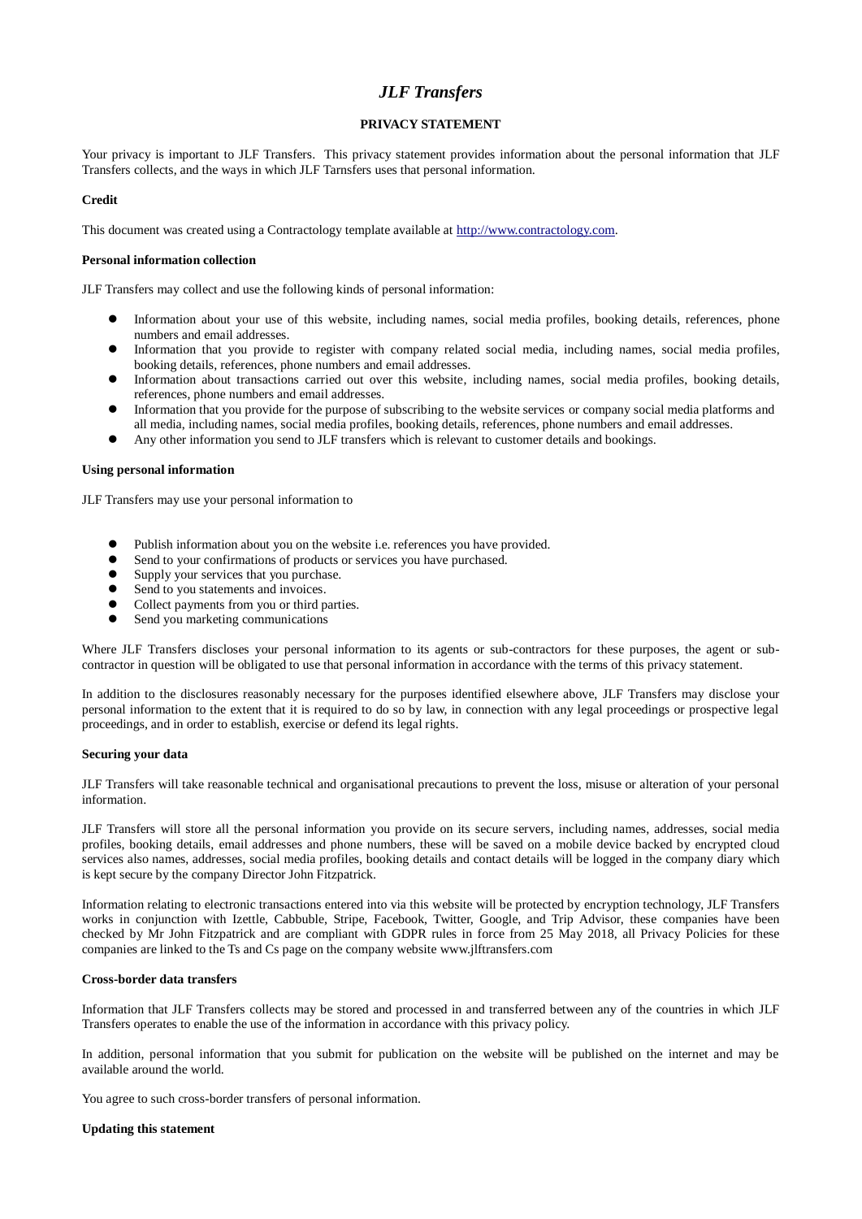# *JLF Transfers*

## PRIVACY STATEMENT

Your privacy is important to JLF Transfers. This privacy statement provides information about the personal information that JLF Transfers collects, and the ways in which JLF Tarnsfers uses that personal information.

**Credit**

This document was created using a Contractology template available at http://www.contractology.com.

**Personal information collection**

JLF Transfers may collect and use the following kinds of personal information:

- Information about your use of this website, including names, social media profiles, booking details, references, phone numbers and email addresses.
- Information that you provide to register with company related social media, including names, social media profiles, booking details, references, phone numbers and email addresses.
- Information about transactions carried out over this website, including names, social media profiles, booking details, references, phone numbers and email addresses.
- Information that you provide for the purpose of subscribing to the website services or company social media platforms and all media, including names, social media profiles, booking details, references, phone numbers and email addresses.
- Any other information you send to JLF transfers which is relevant to customer details and bookings.

**Using personal information**

JLF Transfers may use your personal information to

- Publish information about you on the website i.e. references you have provided.
- Send to your confirmations of products or services you have purchased.
- Supply your services that you purchase.
- Send to you statements and invoices.
- Collect payments from you or third parties.
- Send you marketing communications

Where JLF Transfers discloses your personal information to its agents or sub-contractors for these purposes, the agent or sub-contractor in question will be obligated to use that personal information in accordance with the terms of this privacy statement.

In addition to the disclosures reasonably necessary for the purposes identified elsewhere above, JLF Transfers may disclose your personal information to the extent that it is required to do so by law, in connection with any legal proceedings or prospective legal proceedings, and in order to establish, exercise or defend its legal rights.

**Securing your data**

JLF Transfers will take reasonable technical and organisational precautions to prevent the loss, misuse or alteration of your personal information.

JLF Transfers will store all the personal information you provide on its secure servers, including names, addresses, social media profiles, booking details, email addresses and phone numbers, these will be saved on a mobile device backed by encrypted cloud services also names, addresses, social media profiles, booking details and contact details will be logged in the company diary which is kept secure by the company Director John Fitzpatrick.

Information relating to electronic transactions entered into via this website will be protected by encryption technology, JLF Transfers works in conjunction with Izettle, Cabbuble, Stripe, Facebook, Twitter, Google, and Trip Advisor, these companies have been checked by Mr John Fitzpatrick and are compliant with GDPR rules in force from 25 May 2018, all Privacy Policies for these companies are linked to the Ts and Cs page on the company website www.jlftransfers.com

**Cross-border data transfers**

Information that JLF Transfers collects may be stored and processed in and transferred between any of the countries in which JLF Transfers operates to enable the use of the information in accordance with this privacy policy.

In addition, personal information that you submit for publication on the website will be published on the internet and may be available around the world.

You agree to such cross-border transfers of personal information.

**Updating this statement**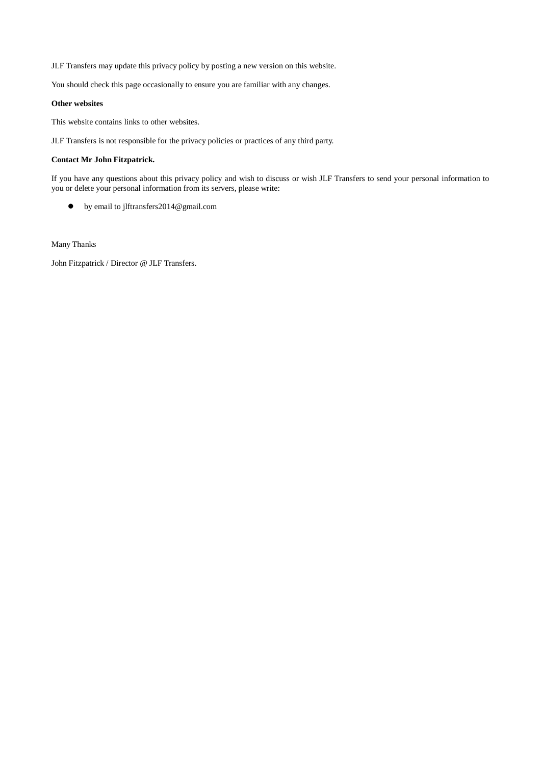JLF Transfers may update this privacy policy by posting a new version on this website.

You should check this page occasionally to ensure you are familiar with any changes.

**Other websites**

This website contains links to other websites.

JLF Transfers is not responsible for the privacy policies or practices of any third party.

**Contact Mr John Fitzpatrick.**

If you have any questions about this privacy policy and wish to discuss or wish JLF Transfers to send your personal information to you or delete your personal information from its servers, please write:

- by email to jlftransfers2014@gmail.com

Many Thanks

John Fitzpatrick / Director @ JLF Transfers.